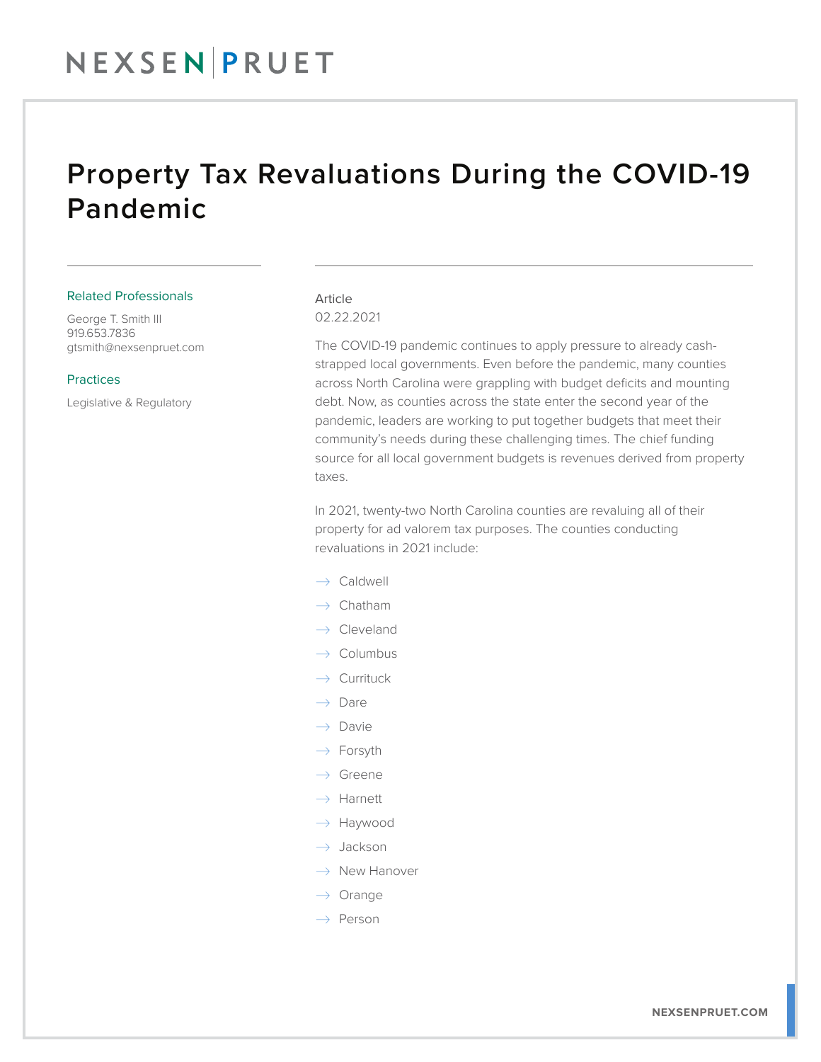# Property Tax Revaluations During the COVID-19 Pandemic

Related Professionals

George T. Smith III
919.653.7836
gtsmith@nexsenpruet.com

Practices

Legislative & Regulatory

Article
02.22.2021

The COVID-19 pandemic continues to apply pressure to already cash-strapped local governments. Even before the pandemic, many counties across North Carolina were grappling with budget deficits and mounting debt. Now, as counties across the state enter the second year of the pandemic, leaders are working to put together budgets that meet their community's needs during these challenging times. The chief funding source for all local government budgets is revenues derived from property taxes.

In 2021, twenty-two North Carolina counties are revaluing all of their property for ad valorem tax purposes. The counties conducting revaluations in 2021 include:

- Caldwell
- Chatham
- Cleveland
- Columbus
- Currituck
- Dare
- Davie
- Forsyth
- Greene
- Harnett
- Haywood
- Jackson
- New Hanover
- Orange
- Person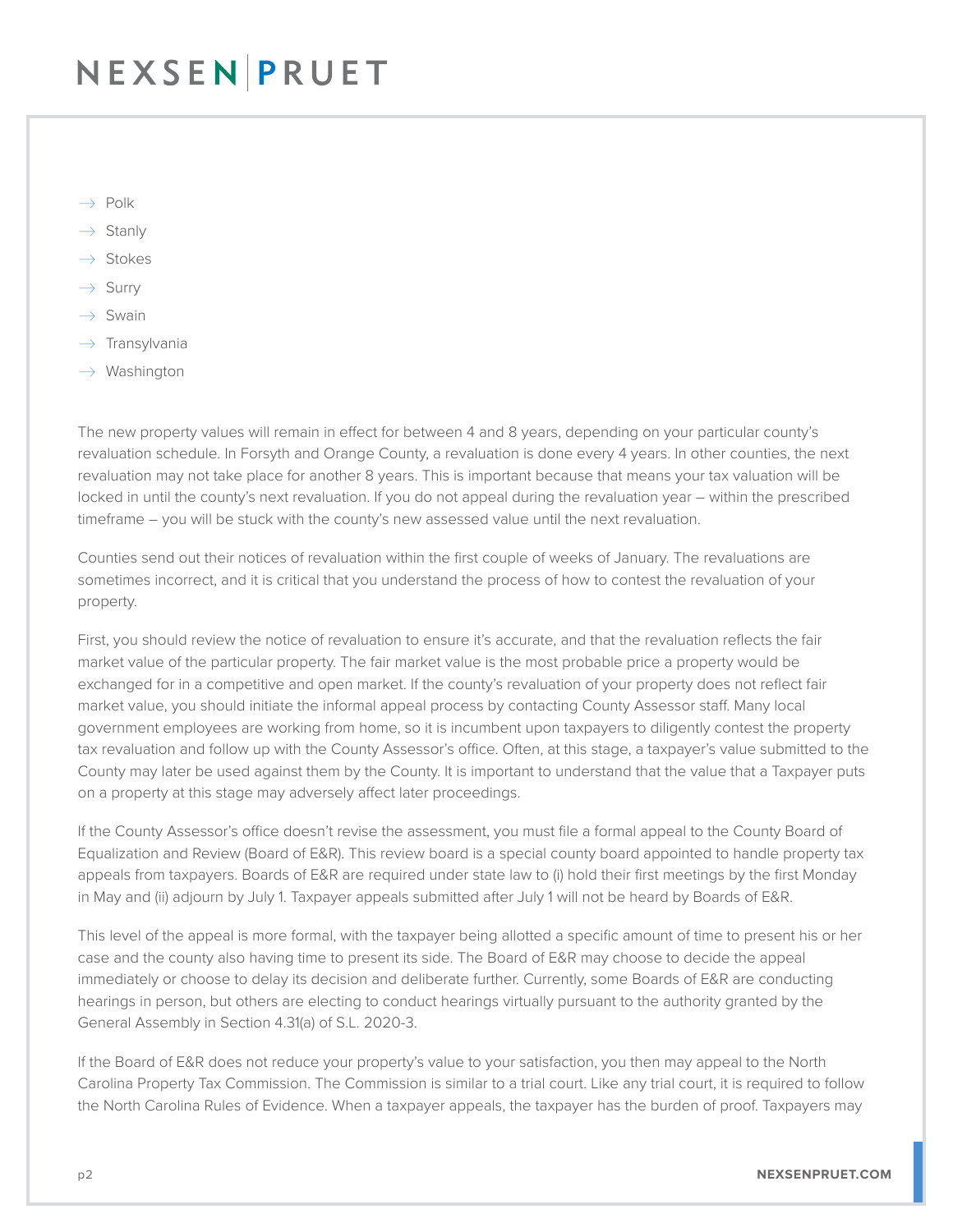- Polk
- Stanly
- Stokes
- Surry
- Swain
- Transylvania
- Washington

The new property values will remain in effect for between 4 and 8 years, depending on your particular county's revaluation schedule. In Forsyth and Orange County, a revaluation is done every 4 years. In other counties, the next revaluation may not take place for another 8 years. This is important because that means your tax valuation will be locked in until the county's next revaluation. If you do not appeal during the revaluation year – within the prescribed timeframe – you will be stuck with the county's new assessed value until the next revaluation.

Counties send out their notices of revaluation within the first couple of weeks of January. The revaluations are sometimes incorrect, and it is critical that you understand the process of how to contest the revaluation of your property.

First, you should review the notice of revaluation to ensure it's accurate, and that the revaluation reflects the fair market value of the particular property. The fair market value is the most probable price a property would be exchanged for in a competitive and open market. If the county's revaluation of your property does not reflect fair market value, you should initiate the informal appeal process by contacting County Assessor staff. Many local government employees are working from home, so it is incumbent upon taxpayers to diligently contest the property tax revaluation and follow up with the County Assessor's office. Often, at this stage, a taxpayer's value submitted to the County may later be used against them by the County. It is important to understand that the value that a Taxpayer puts on a property at this stage may adversely affect later proceedings.

If the County Assessor's office doesn't revise the assessment, you must file a formal appeal to the County Board of Equalization and Review (Board of E&R). This review board is a special county board appointed to handle property tax appeals from taxpayers. Boards of E&R are required under state law to (i) hold their first meetings by the first Monday in May and (ii) adjourn by July 1. Taxpayer appeals submitted after July 1 will not be heard by Boards of E&R.

This level of the appeal is more formal, with the taxpayer being allotted a specific amount of time to present his or her case and the county also having time to present its side. The Board of E&R may choose to decide the appeal immediately or choose to delay its decision and deliberate further. Currently, some Boards of E&R are conducting hearings in person, but others are electing to conduct hearings virtually pursuant to the authority granted by the General Assembly in Section 4.31(a) of S.L. 2020-3.

If the Board of E&R does not reduce your property's value to your satisfaction, you then may appeal to the North Carolina Property Tax Commission. The Commission is similar to a trial court. Like any trial court, it is required to follow the North Carolina Rules of Evidence. When a taxpayer appeals, the taxpayer has the burden of proof. Taxpayers may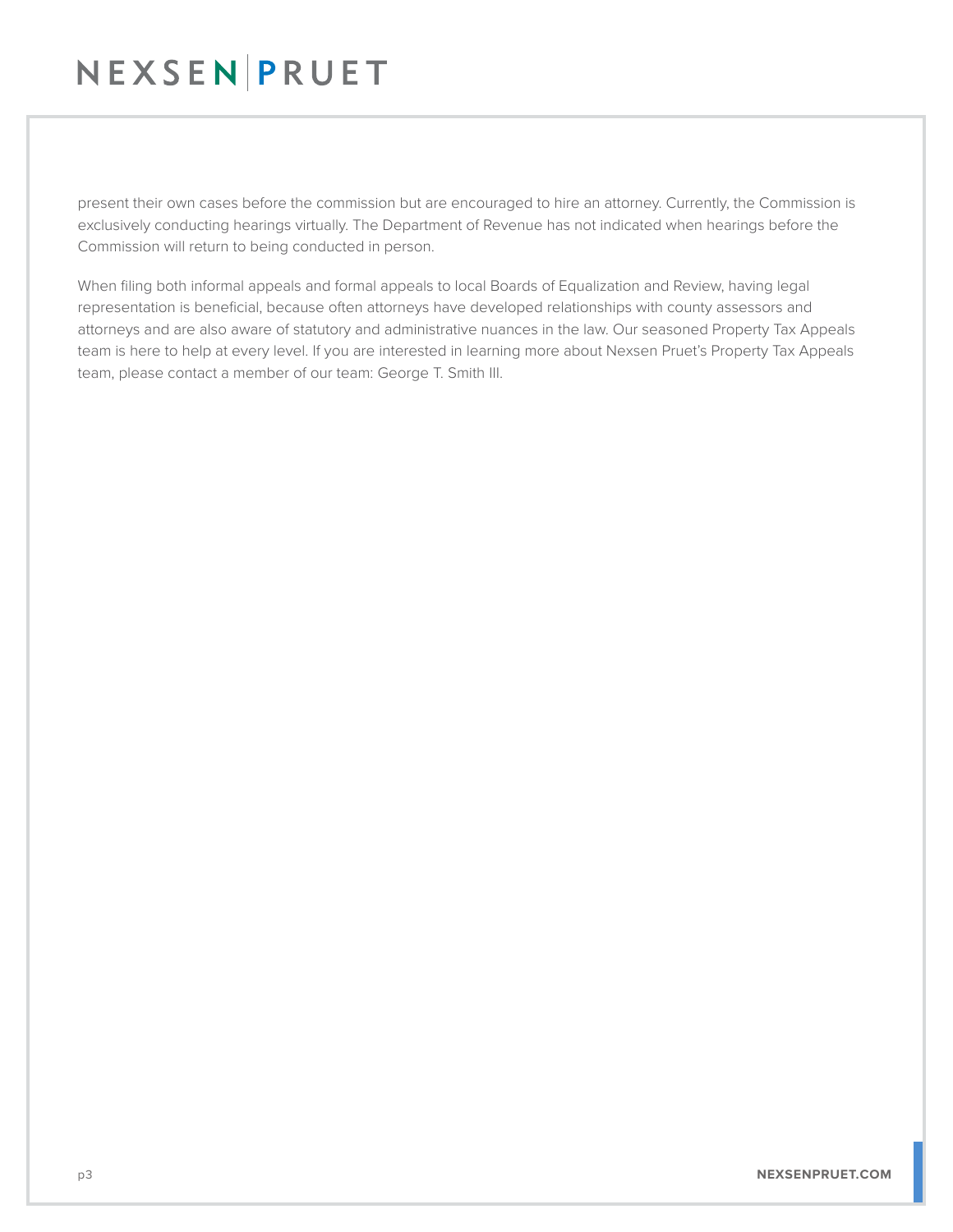present their own cases before the commission but are encouraged to hire an attorney. Currently, the Commission is exclusively conducting hearings virtually. The Department of Revenue has not indicated when hearings before the Commission will return to being conducted in person.

When filing both informal appeals and formal appeals to local Boards of Equalization and Review, having legal representation is beneficial, because often attorneys have developed relationships with county assessors and attorneys and are also aware of statutory and administrative nuances in the law. Our seasoned Property Tax Appeals team is here to help at every level. If you are interested in learning more about Nexsen Pruet's Property Tax Appeals team, please contact a member of our team: George T. Smith III.